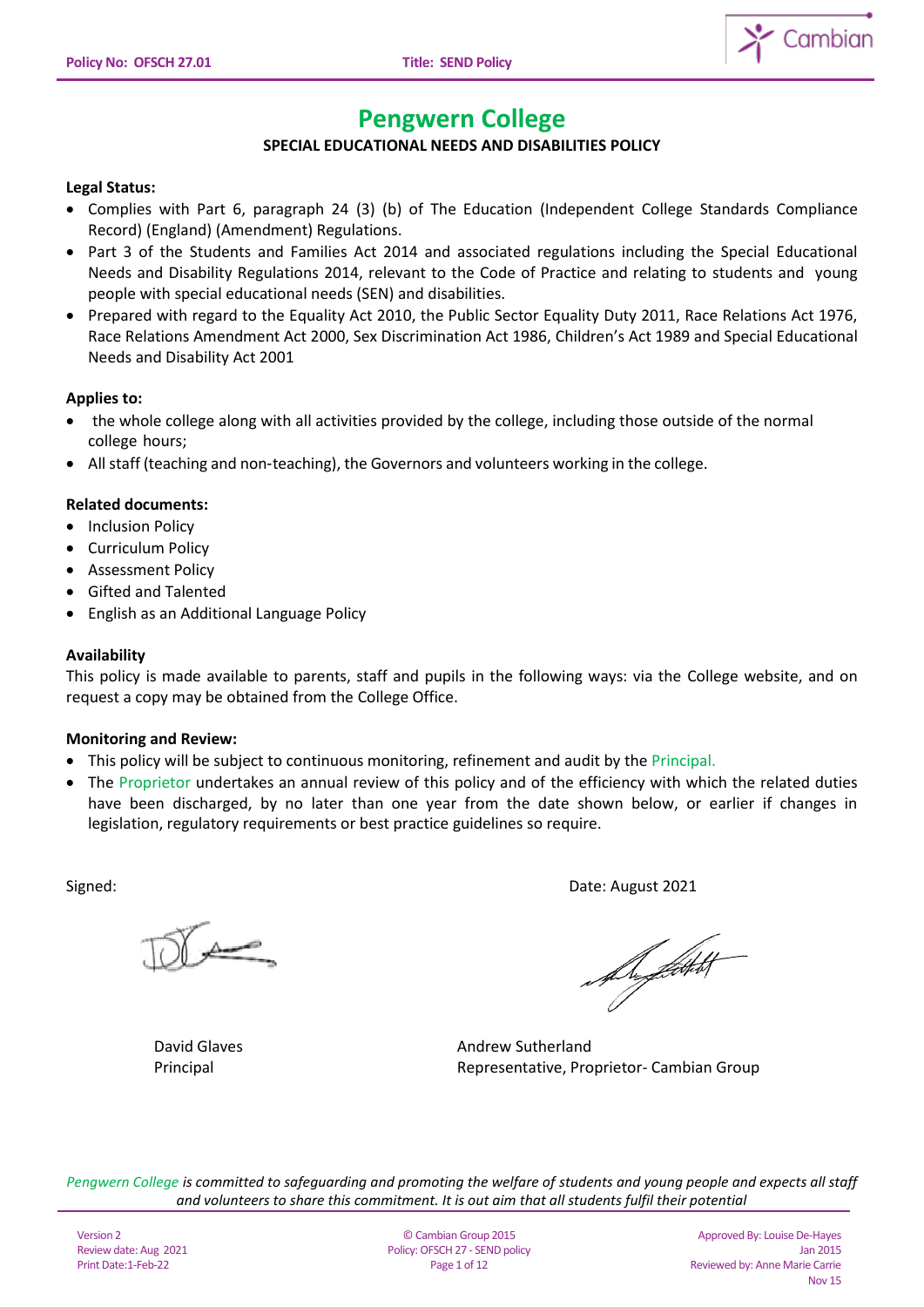# Pengwern College

## SPECIAL EDUCATIONAL NEEDS AND DISABILITIES POLICY

**Legal Status:**

- Complies with Part 6, paragraph 24 (3) (b) of The Education (Independent College Standards Compliance Record) (England) (Amendment) Regulations.
- Part 3 of the Students and Families Act 2014 and associated regulations including the Special Educational Needs and Disability Regulations 2014, relevant to the Code of Practice and relating to students and young people with special educational needs (SEN) and disabilities.
- Prepared with regard to the Equality Act 2010, the Public Sector Equality Duty 2011, Race Relations Act 1976, Race Relations Amendment Act 2000, Sex Discrimination Act 1986, Children's Act 1989 and Special Educational Needs and Disability Act 2001

**Applies to:**

- the whole college along with all activities provided by the college, including those outside of the normal college hours;
- All staff (teaching and non-teaching), the Governors and volunteers working in the college.

**Related documents:**

- Inclusion Policy
- Curriculum Policy
- Assessment Policy
- Gifted and Talented
- English as an Additional Language Policy

**Availability**

This policy is made available to parents, staff and pupils in the following ways: via the College website, and on request a copy may be obtained from the College Office.

**Monitoring and Review:**

- This policy will be subject to continuous monitoring, refinement and audit by the Principal.
- The Proprietor undertakes an annual review of this policy and of the efficiency with which the related duties have been discharged, by no later than one year from the date shown below, or earlier if changes in legislation, regulatory requirements or best practice guidelines so require.

Signed:

Date: August 2021

David Glaves
Principal

Andrew Sutherland
Representative, Proprietor- Cambian Group

*Pengwern College is committed to safeguarding and promoting the welfare of students and young people and expects all staff and volunteers to share this commitment. It is out aim that all students fulfil their potential*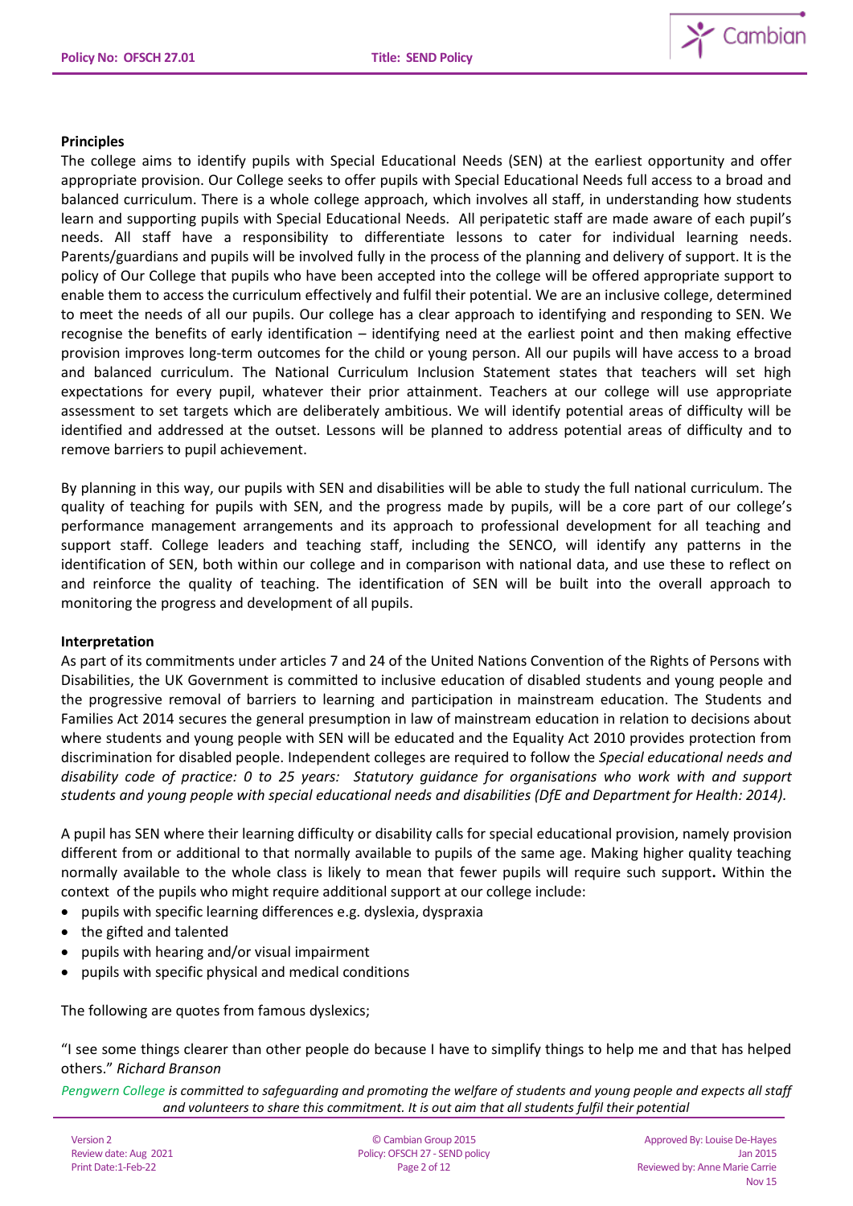**Principles**

The college aims to identify pupils with Special Educational Needs (SEN) at the earliest opportunity and offer appropriate provision. Our College seeks to offer pupils with Special Educational Needs full access to a broad and balanced curriculum. There is a whole college approach, which involves all staff, in understanding how students learn and supporting pupils with Special Educational Needs. All peripatetic staff are made aware of each pupil's needs. All staff have a responsibility to differentiate lessons to cater for individual learning needs. Parents/guardians and pupils will be involved fully in the process of the planning and delivery of support. It is the policy of Our College that pupils who have been accepted into the college will be offered appropriate support to enable them to access the curriculum effectively and fulfil their potential. We are an inclusive college, determined to meet the needs of all our pupils. Our college has a clear approach to identifying and responding to SEN. We recognise the benefits of early identification – identifying need at the earliest point and then making effective provision improves long-term outcomes for the child or young person. All our pupils will have access to a broad and balanced curriculum. The National Curriculum Inclusion Statement states that teachers will set high expectations for every pupil, whatever their prior attainment. Teachers at our college will use appropriate assessment to set targets which are deliberately ambitious. We will identify potential areas of difficulty will be identified and addressed at the outset. Lessons will be planned to address potential areas of difficulty and to remove barriers to pupil achievement.

By planning in this way, our pupils with SEN and disabilities will be able to study the full national curriculum. The quality of teaching for pupils with SEN, and the progress made by pupils, will be a core part of our college's performance management arrangements and its approach to professional development for all teaching and support staff. College leaders and teaching staff, including the SENCO, will identify any patterns in the identification of SEN, both within our college and in comparison with national data, and use these to reflect on and reinforce the quality of teaching. The identification of SEN will be built into the overall approach to monitoring the progress and development of all pupils.

**Interpretation**

As part of its commitments under articles 7 and 24 of the United Nations Convention of the Rights of Persons with Disabilities, the UK Government is committed to inclusive education of disabled students and young people and the progressive removal of barriers to learning and participation in mainstream education. The Students and Families Act 2014 secures the general presumption in law of mainstream education in relation to decisions about where students and young people with SEN will be educated and the Equality Act 2010 provides protection from discrimination for disabled people. Independent colleges are required to follow the *Special educational needs and disability code of practice: 0 to 25 years: Statutory guidance for organisations who work with and support students and young people with special educational needs and disabilities (DfE and Department for Health: 2014).*

A pupil has SEN where their learning difficulty or disability calls for special educational provision, namely provision different from or additional to that normally available to pupils of the same age. Making higher quality teaching normally available to the whole class is likely to mean that fewer pupils will require such support**.** Within the context of the pupils who might require additional support at our college include:

- pupils with specific learning differences e.g. dyslexia, dyspraxia
- the gifted and talented
- pupils with hearing and/or visual impairment
- pupils with specific physical and medical conditions

The following are quotes from famous dyslexics;

"I see some things clearer than other people do because I have to simplify things to help me and that has helped others." *Richard Branson*

*Pengwern College is committed to safeguarding and promoting the welfare of students and young people and expects all staff and volunteers to share this commitment. It is out aim that all students fulfil their potential*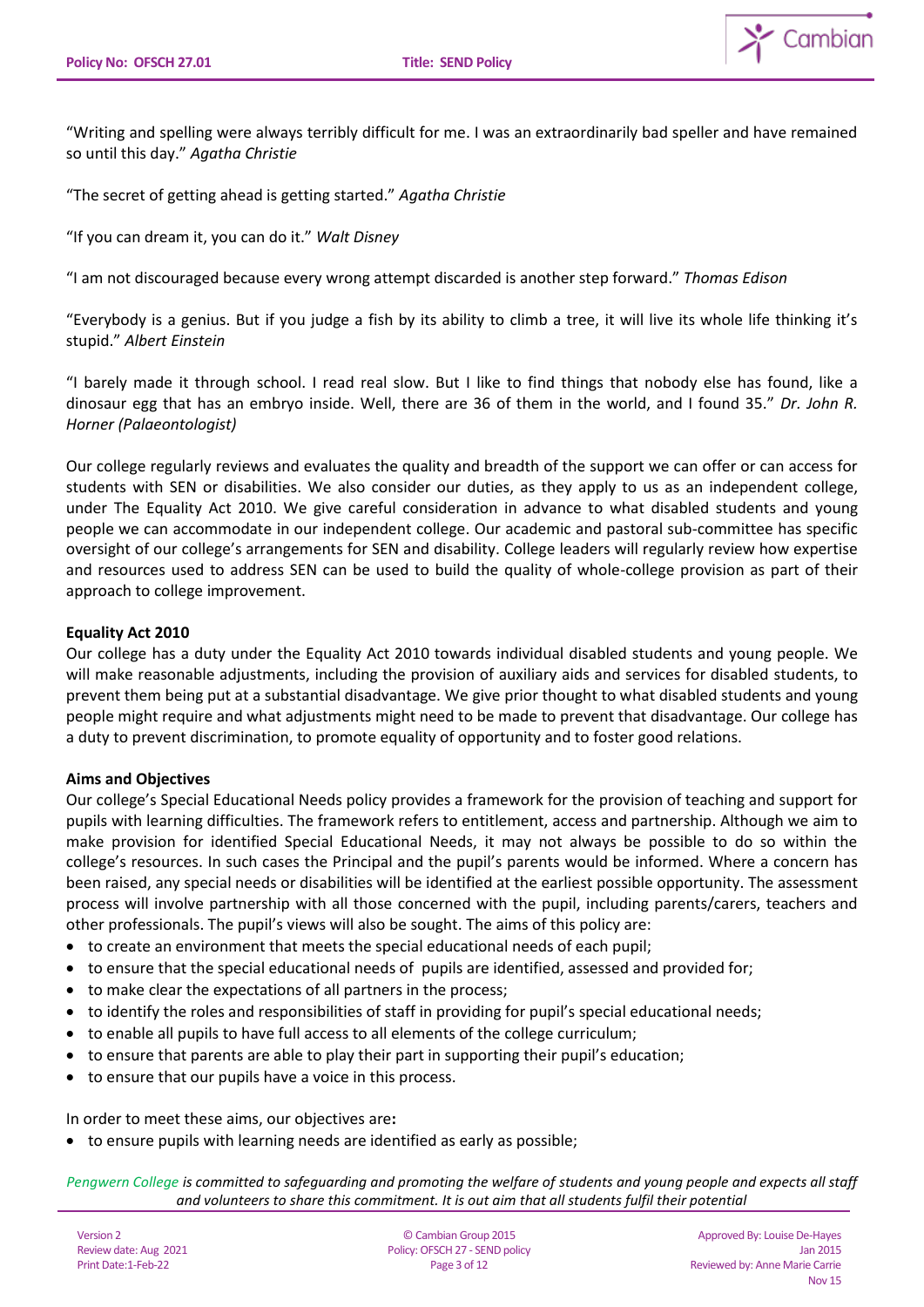"Writing and spelling were always terribly difficult for me. I was an extraordinarily bad speller and have remained so until this day." *Agatha Christie*

"The secret of getting ahead is getting started." *Agatha Christie*

"If you can dream it, you can do it." *Walt Disney*

"I am not discouraged because every wrong attempt discarded is another step forward." *Thomas Edison*

"Everybody is a genius. But if you judge a fish by its ability to climb a tree, it will live its whole life thinking it's stupid." *Albert Einstein*

"I barely made it through school. I read real slow. But I like to find things that nobody else has found, like a dinosaur egg that has an embryo inside. Well, there are 36 of them in the world, and I found 35." *Dr. John R. Horner (Palaeontologist)*

Our college regularly reviews and evaluates the quality and breadth of the support we can offer or can access for students with SEN or disabilities. We also consider our duties, as they apply to us as an independent college, under The Equality Act 2010. We give careful consideration in advance to what disabled students and young people we can accommodate in our independent college. Our academic and pastoral sub-committee has specific oversight of our college's arrangements for SEN and disability. College leaders will regularly review how expertise and resources used to address SEN can be used to build the quality of whole-college provision as part of their approach to college improvement.

**Equality Act 2010**

Our college has a duty under the Equality Act 2010 towards individual disabled students and young people. We will make reasonable adjustments, including the provision of auxiliary aids and services for disabled students, to prevent them being put at a substantial disadvantage. We give prior thought to what disabled students and young people might require and what adjustments might need to be made to prevent that disadvantage. Our college has a duty to prevent discrimination, to promote equality of opportunity and to foster good relations.

**Aims and Objectives**

Our college's Special Educational Needs policy provides a framework for the provision of teaching and support for pupils with learning difficulties. The framework refers to entitlement, access and partnership. Although we aim to make provision for identified Special Educational Needs, it may not always be possible to do so within the college's resources. In such cases the Principal and the pupil's parents would be informed. Where a concern has been raised, any special needs or disabilities will be identified at the earliest possible opportunity. The assessment process will involve partnership with all those concerned with the pupil, including parents/carers, teachers and other professionals. The pupil's views will also be sought. The aims of this policy are:

- to create an environment that meets the special educational needs of each pupil;
- to ensure that the special educational needs of pupils are identified, assessed and provided for;
- to make clear the expectations of all partners in the process;
- to identify the roles and responsibilities of staff in providing for pupil's special educational needs;
- to enable all pupils to have full access to all elements of the college curriculum;
- to ensure that parents are able to play their part in supporting their pupil's education;
- to ensure that our pupils have a voice in this process.

In order to meet these aims, our objectives are**:**

- to ensure pupils with learning needs are identified as early as possible;

*Pengwern College is committed to safeguarding and promoting the welfare of students and young people and expects all staff and volunteers to share this commitment. It is out aim that all students fulfil their potential*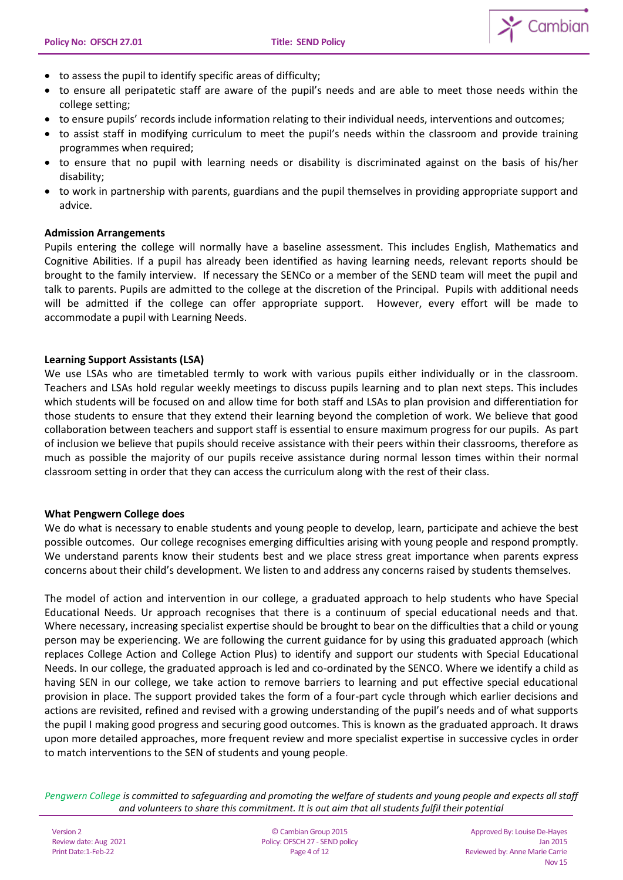- to assess the pupil to identify specific areas of difficulty;
- to ensure all peripatetic staff are aware of the pupil's needs and are able to meet those needs within the college setting;
- to ensure pupils' records include information relating to their individual needs, interventions and outcomes;
- to assist staff in modifying curriculum to meet the pupil's needs within the classroom and provide training programmes when required;
- to ensure that no pupil with learning needs or disability is discriminated against on the basis of his/her disability;
- to work in partnership with parents, guardians and the pupil themselves in providing appropriate support and advice.

**Admission Arrangements**

Pupils entering the college will normally have a baseline assessment. This includes English, Mathematics and Cognitive Abilities. If a pupil has already been identified as having learning needs, relevant reports should be brought to the family interview. If necessary the SENCo or a member of the SEND team will meet the pupil and talk to parents. Pupils are admitted to the college at the discretion of the Principal. Pupils with additional needs will be admitted if the college can offer appropriate support. However, every effort will be made to accommodate a pupil with Learning Needs.

**Learning Support Assistants (LSA)**

We use LSAs who are timetabled termly to work with various pupils either individually or in the classroom. Teachers and LSAs hold regular weekly meetings to discuss pupils learning and to plan next steps. This includes which students will be focused on and allow time for both staff and LSAs to plan provision and differentiation for those students to ensure that they extend their learning beyond the completion of work. We believe that good collaboration between teachers and support staff is essential to ensure maximum progress for our pupils. As part of inclusion we believe that pupils should receive assistance with their peers within their classrooms, therefore as much as possible the majority of our pupils receive assistance during normal lesson times within their normal classroom setting in order that they can access the curriculum along with the rest of their class.

**What Pengwern College does**

We do what is necessary to enable students and young people to develop, learn, participate and achieve the best possible outcomes. Our college recognises emerging difficulties arising with young people and respond promptly. We understand parents know their students best and we place stress great importance when parents express concerns about their child's development. We listen to and address any concerns raised by students themselves.

The model of action and intervention in our college, a graduated approach to help students who have Special Educational Needs. Ur approach recognises that there is a continuum of special educational needs and that. Where necessary, increasing specialist expertise should be brought to bear on the difficulties that a child or young person may be experiencing. We are following the current guidance for by using this graduated approach (which replaces College Action and College Action Plus) to identify and support our students with Special Educational Needs. In our college, the graduated approach is led and co-ordinated by the SENCO. Where we identify a child as having SEN in our college, we take action to remove barriers to learning and put effective special educational provision in place. The support provided takes the form of a four-part cycle through which earlier decisions and actions are revisited, refined and revised with a growing understanding of the pupil's needs and of what supports the pupil I making good progress and securing good outcomes. This is known as the graduated approach. It draws upon more detailed approaches, more frequent review and more specialist expertise in successive cycles in order to match interventions to the SEN of students and young people.

*Pengwern College is committed to safeguarding and promoting the welfare of students and young people and expects all staff and volunteers to share this commitment. It is out aim that all students fulfil their potential*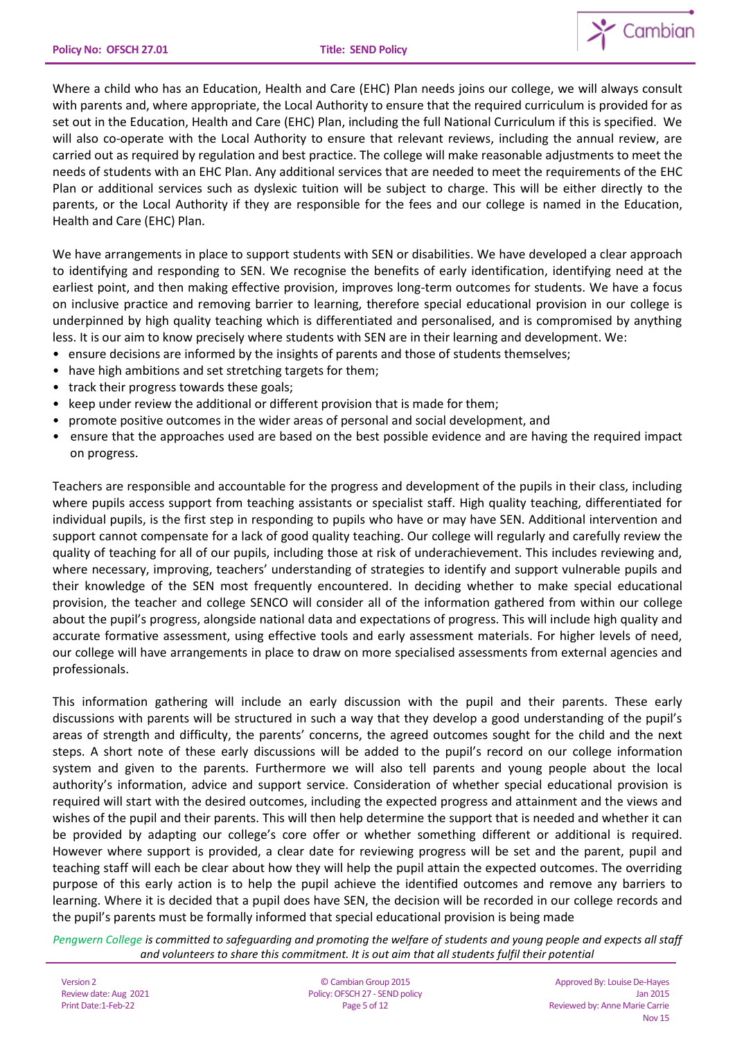Where a child who has an Education, Health and Care (EHC) Plan needs joins our college, we will always consult with parents and, where appropriate, the Local Authority to ensure that the required curriculum is provided for as set out in the Education, Health and Care (EHC) Plan, including the full National Curriculum if this is specified. We will also co-operate with the Local Authority to ensure that relevant reviews, including the annual review, are carried out as required by regulation and best practice. The college will make reasonable adjustments to meet the needs of students with an EHC Plan. Any additional services that are needed to meet the requirements of the EHC Plan or additional services such as dyslexic tuition will be subject to charge. This will be either directly to the parents, or the Local Authority if they are responsible for the fees and our college is named in the Education, Health and Care (EHC) Plan.

We have arrangements in place to support students with SEN or disabilities. We have developed a clear approach to identifying and responding to SEN. We recognise the benefits of early identification, identifying need at the earliest point, and then making effective provision, improves long-term outcomes for students. We have a focus on inclusive practice and removing barrier to learning, therefore special educational provision in our college is underpinned by high quality teaching which is differentiated and personalised, and is compromised by anything less. It is our aim to know precisely where students with SEN are in their learning and development. We:

- ensure decisions are informed by the insights of parents and those of students themselves;
- have high ambitions and set stretching targets for them;
- track their progress towards these goals;
- keep under review the additional or different provision that is made for them;
- promote positive outcomes in the wider areas of personal and social development, and
- ensure that the approaches used are based on the best possible evidence and are having the required impact on progress.

Teachers are responsible and accountable for the progress and development of the pupils in their class, including where pupils access support from teaching assistants or specialist staff. High quality teaching, differentiated for individual pupils, is the first step in responding to pupils who have or may have SEN. Additional intervention and support cannot compensate for a lack of good quality teaching. Our college will regularly and carefully review the quality of teaching for all of our pupils, including those at risk of underachievement. This includes reviewing and, where necessary, improving, teachers' understanding of strategies to identify and support vulnerable pupils and their knowledge of the SEN most frequently encountered. In deciding whether to make special educational provision, the teacher and college SENCO will consider all of the information gathered from within our college about the pupil's progress, alongside national data and expectations of progress. This will include high quality and accurate formative assessment, using effective tools and early assessment materials. For higher levels of need, our college will have arrangements in place to draw on more specialised assessments from external agencies and professionals.

This information gathering will include an early discussion with the pupil and their parents. These early discussions with parents will be structured in such a way that they develop a good understanding of the pupil's areas of strength and difficulty, the parents' concerns, the agreed outcomes sought for the child and the next steps. A short note of these early discussions will be added to the pupil's record on our college information system and given to the parents. Furthermore we will also tell parents and young people about the local authority's information, advice and support service. Consideration of whether special educational provision is required will start with the desired outcomes, including the expected progress and attainment and the views and wishes of the pupil and their parents. This will then help determine the support that is needed and whether it can be provided by adapting our college's core offer or whether something different or additional is required. However where support is provided, a clear date for reviewing progress will be set and the parent, pupil and teaching staff will each be clear about how they will help the pupil attain the expected outcomes. The overriding purpose of this early action is to help the pupil achieve the identified outcomes and remove any barriers to learning. Where it is decided that a pupil does have SEN, the decision will be recorded in our college records and the pupil's parents must be formally informed that special educational provision is being made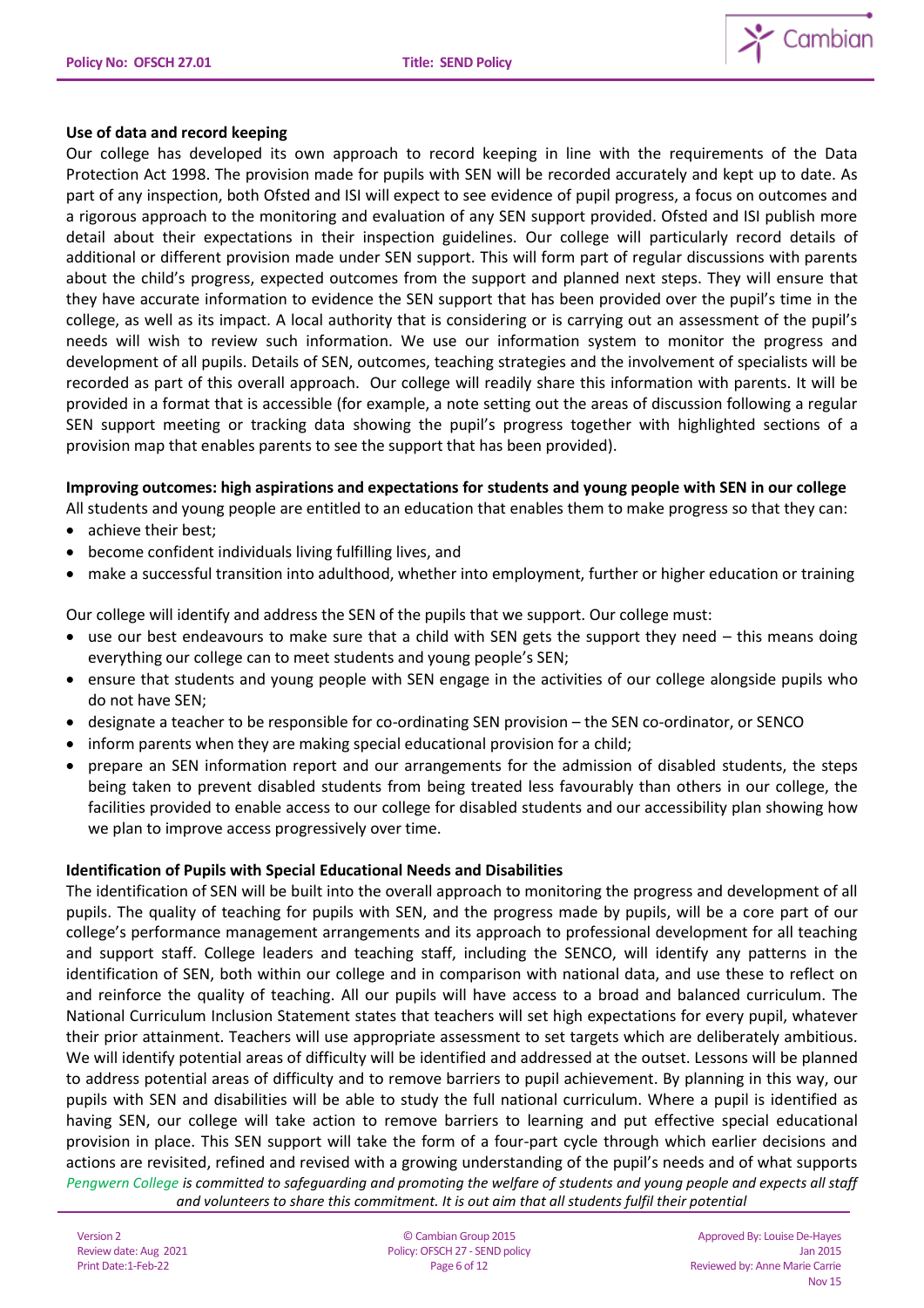**Use of data and record keeping**

Our college has developed its own approach to record keeping in line with the requirements of the Data Protection Act 1998. The provision made for pupils with SEN will be recorded accurately and kept up to date. As part of any inspection, both Ofsted and ISI will expect to see evidence of pupil progress, a focus on outcomes and a rigorous approach to the monitoring and evaluation of any SEN support provided. Ofsted and ISI publish more detail about their expectations in their inspection guidelines. Our college will particularly record details of additional or different provision made under SEN support. This will form part of regular discussions with parents about the child's progress, expected outcomes from the support and planned next steps. They will ensure that they have accurate information to evidence the SEN support that has been provided over the pupil's time in the college, as well as its impact. A local authority that is considering or is carrying out an assessment of the pupil's needs will wish to review such information. We use our information system to monitor the progress and development of all pupils. Details of SEN, outcomes, teaching strategies and the involvement of specialists will be recorded as part of this overall approach. Our college will readily share this information with parents. It will be provided in a format that is accessible (for example, a note setting out the areas of discussion following a regular SEN support meeting or tracking data showing the pupil's progress together with highlighted sections of a provision map that enables parents to see the support that has been provided).

**Improving outcomes: high aspirations and expectations for students and young people with SEN in our college**

All students and young people are entitled to an education that enables them to make progress so that they can:

- achieve their best;
- become confident individuals living fulfilling lives, and
- make a successful transition into adulthood, whether into employment, further or higher education or training

Our college will identify and address the SEN of the pupils that we support. Our college must:

- use our best endeavours to make sure that a child with SEN gets the support they need – this means doing everything our college can to meet students and young people's SEN;
- ensure that students and young people with SEN engage in the activities of our college alongside pupils who do not have SEN;
- designate a teacher to be responsible for co-ordinating SEN provision – the SEN co-ordinator, or SENCO
- inform parents when they are making special educational provision for a child;
- prepare an SEN information report and our arrangements for the admission of disabled students, the steps being taken to prevent disabled students from being treated less favourably than others in our college, the facilities provided to enable access to our college for disabled students and our accessibility plan showing how we plan to improve access progressively over time.

**Identification of Pupils with Special Educational Needs and Disabilities**

The identification of SEN will be built into the overall approach to monitoring the progress and development of all pupils. The quality of teaching for pupils with SEN, and the progress made by pupils, will be a core part of our college's performance management arrangements and its approach to professional development for all teaching and support staff. College leaders and teaching staff, including the SENCO, will identify any patterns in the identification of SEN, both within our college and in comparison with national data, and use these to reflect on and reinforce the quality of teaching. All our pupils will have access to a broad and balanced curriculum. The National Curriculum Inclusion Statement states that teachers will set high expectations for every pupil, whatever their prior attainment. Teachers will use appropriate assessment to set targets which are deliberately ambitious. We will identify potential areas of difficulty will be identified and addressed at the outset. Lessons will be planned to address potential areas of difficulty and to remove barriers to pupil achievement. By planning in this way, our pupils with SEN and disabilities will be able to study the full national curriculum. Where a pupil is identified as having SEN, our college will take action to remove barriers to learning and put effective special educational provision in place. This SEN support will take the form of a four-part cycle through which earlier decisions and actions are revisited, refined and revised with a growing understanding of the pupil's needs and of what supports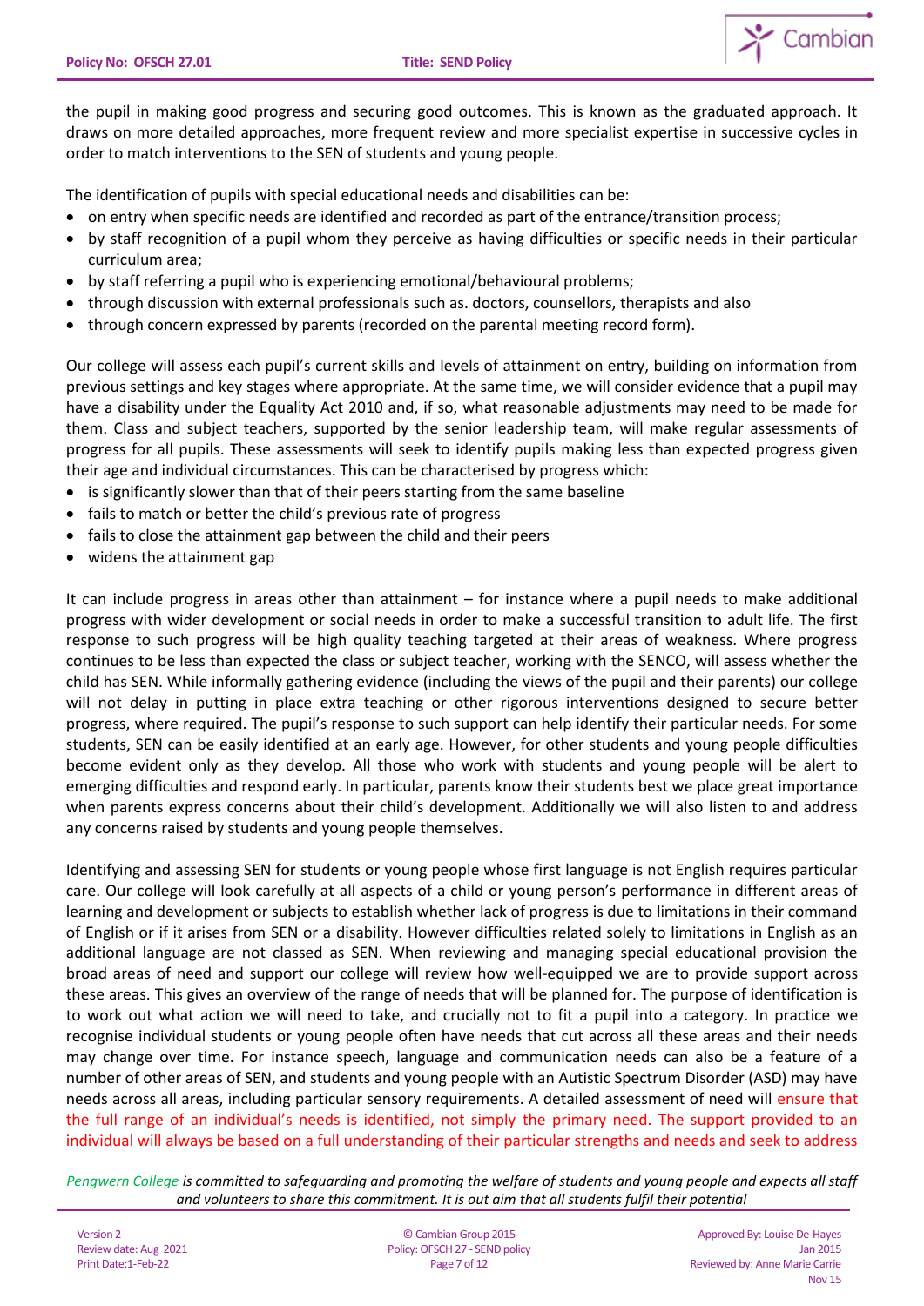the pupil in making good progress and securing good outcomes. This is known as the graduated approach. It draws on more detailed approaches, more frequent review and more specialist expertise in successive cycles in order to match interventions to the SEN of students and young people.

The identification of pupils with special educational needs and disabilities can be:

- on entry when specific needs are identified and recorded as part of the entrance/transition process;
- by staff recognition of a pupil whom they perceive as having difficulties or specific needs in their particular curriculum area;
- by staff referring a pupil who is experiencing emotional/behavioural problems;
- through discussion with external professionals such as. doctors, counsellors, therapists and also
- through concern expressed by parents (recorded on the parental meeting record form).

Our college will assess each pupil's current skills and levels of attainment on entry, building on information from previous settings and key stages where appropriate. At the same time, we will consider evidence that a pupil may have a disability under the Equality Act 2010 and, if so, what reasonable adjustments may need to be made for them. Class and subject teachers, supported by the senior leadership team, will make regular assessments of progress for all pupils. These assessments will seek to identify pupils making less than expected progress given their age and individual circumstances. This can be characterised by progress which:

- is significantly slower than that of their peers starting from the same baseline
- fails to match or better the child's previous rate of progress
- fails to close the attainment gap between the child and their peers
- widens the attainment gap

It can include progress in areas other than attainment – for instance where a pupil needs to make additional progress with wider development or social needs in order to make a successful transition to adult life. The first response to such progress will be high quality teaching targeted at their areas of weakness. Where progress continues to be less than expected the class or subject teacher, working with the SENCO, will assess whether the child has SEN. While informally gathering evidence (including the views of the pupil and their parents) our college will not delay in putting in place extra teaching or other rigorous interventions designed to secure better progress, where required. The pupil's response to such support can help identify their particular needs. For some students, SEN can be easily identified at an early age. However, for other students and young people difficulties become evident only as they develop. All those who work with students and young people will be alert to emerging difficulties and respond early. In particular, parents know their students best we place great importance when parents express concerns about their child's development. Additionally we will also listen to and address any concerns raised by students and young people themselves.

Identifying and assessing SEN for students or young people whose first language is not English requires particular care. Our college will look carefully at all aspects of a child or young person's performance in different areas of learning and development or subjects to establish whether lack of progress is due to limitations in their command of English or if it arises from SEN or a disability. However difficulties related solely to limitations in English as an additional language are not classed as SEN. When reviewing and managing special educational provision the broad areas of need and support our college will review how well-equipped we are to provide support across these areas. This gives an overview of the range of needs that will be planned for. The purpose of identification is to work out what action we will need to take, and crucially not to fit a pupil into a category. In practice we recognise individual students or young people often have needs that cut across all these areas and their needs may change over time. For instance speech, language and communication needs can also be a feature of a number of other areas of SEN, and students and young people with an Autistic Spectrum Disorder (ASD) may have needs across all areas, including particular sensory requirements. A detailed assessment of need will ensure that the full range of an individual's needs is identified, not simply the primary need. The support provided to an individual will always be based on a full understanding of their particular strengths and needs and seek to address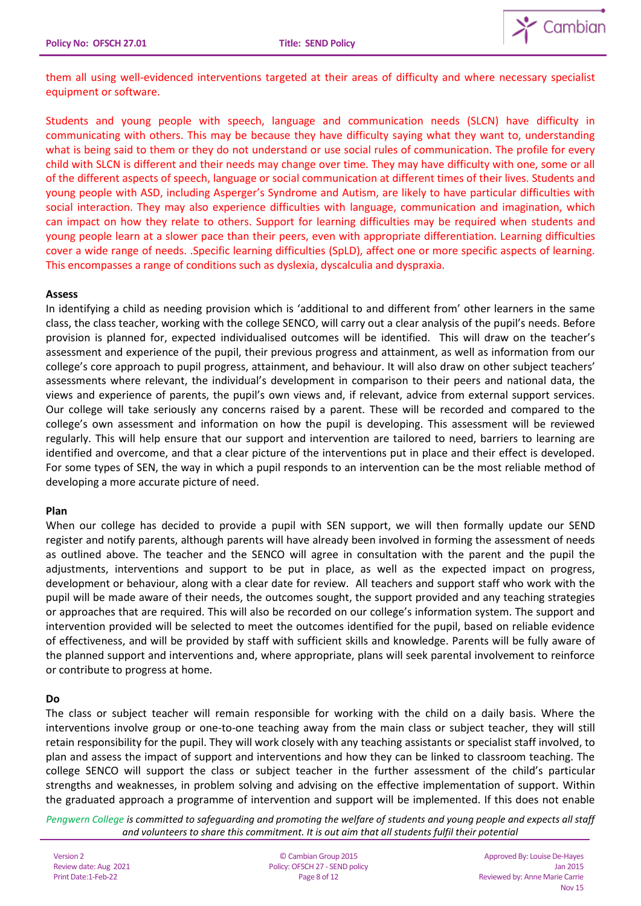them all using well-evidenced interventions targeted at their areas of difficulty and where necessary specialist equipment or software.

Students and young people with speech, language and communication needs (SLCN) have difficulty in communicating with others. This may be because they have difficulty saying what they want to, understanding what is being said to them or they do not understand or use social rules of communication. The profile for every child with SLCN is different and their needs may change over time. They may have difficulty with one, some or all of the different aspects of speech, language or social communication at different times of their lives. Students and young people with ASD, including Asperger's Syndrome and Autism, are likely to have particular difficulties with social interaction. They may also experience difficulties with language, communication and imagination, which can impact on how they relate to others. Support for learning difficulties may be required when students and young people learn at a slower pace than their peers, even with appropriate differentiation. Learning difficulties cover a wide range of needs. .Specific learning difficulties (SpLD), affect one or more specific aspects of learning. This encompasses a range of conditions such as dyslexia, dyscalculia and dyspraxia.

**Assess**

In identifying a child as needing provision which is 'additional to and different from' other learners in the same class, the class teacher, working with the college SENCO, will carry out a clear analysis of the pupil's needs. Before provision is planned for, expected individualised outcomes will be identified. This will draw on the teacher's assessment and experience of the pupil, their previous progress and attainment, as well as information from our college's core approach to pupil progress, attainment, and behaviour. It will also draw on other subject teachers' assessments where relevant, the individual's development in comparison to their peers and national data, the views and experience of parents, the pupil's own views and, if relevant, advice from external support services. Our college will take seriously any concerns raised by a parent. These will be recorded and compared to the college's own assessment and information on how the pupil is developing. This assessment will be reviewed regularly. This will help ensure that our support and intervention are tailored to need, barriers to learning are identified and overcome, and that a clear picture of the interventions put in place and their effect is developed. For some types of SEN, the way in which a pupil responds to an intervention can be the most reliable method of developing a more accurate picture of need.

**Plan**

When our college has decided to provide a pupil with SEN support, we will then formally update our SEND register and notify parents, although parents will have already been involved in forming the assessment of needs as outlined above. The teacher and the SENCO will agree in consultation with the parent and the pupil the adjustments, interventions and support to be put in place, as well as the expected impact on progress, development or behaviour, along with a clear date for review. All teachers and support staff who work with the pupil will be made aware of their needs, the outcomes sought, the support provided and any teaching strategies or approaches that are required. This will also be recorded on our college's information system. The support and intervention provided will be selected to meet the outcomes identified for the pupil, based on reliable evidence of effectiveness, and will be provided by staff with sufficient skills and knowledge. Parents will be fully aware of the planned support and interventions and, where appropriate, plans will seek parental involvement to reinforce or contribute to progress at home.

**Do**

The class or subject teacher will remain responsible for working with the child on a daily basis. Where the interventions involve group or one-to-one teaching away from the main class or subject teacher, they will still retain responsibility for the pupil. They will work closely with any teaching assistants or specialist staff involved, to plan and assess the impact of support and interventions and how they can be linked to classroom teaching. The college SENCO will support the class or subject teacher in the further assessment of the child's particular strengths and weaknesses, in problem solving and advising on the effective implementation of support. Within the graduated approach a programme of intervention and support will be implemented. If this does not enable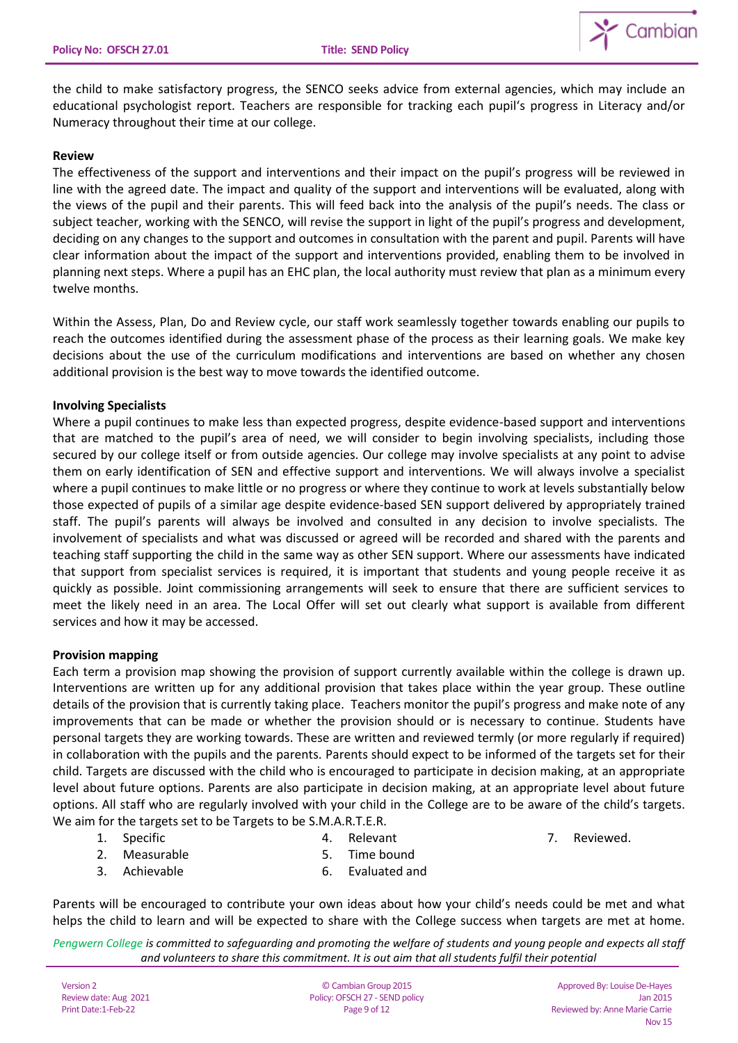the child to make satisfactory progress, the SENCO seeks advice from external agencies, which may include an educational psychologist report. Teachers are responsible for tracking each pupil's progress in Literacy and/or Numeracy throughout their time at our college.

**Review**

The effectiveness of the support and interventions and their impact on the pupil's progress will be reviewed in line with the agreed date. The impact and quality of the support and interventions will be evaluated, along with the views of the pupil and their parents. This will feed back into the analysis of the pupil's needs. The class or subject teacher, working with the SENCO, will revise the support in light of the pupil's progress and development, deciding on any changes to the support and outcomes in consultation with the parent and pupil. Parents will have clear information about the impact of the support and interventions provided, enabling them to be involved in planning next steps. Where a pupil has an EHC plan, the local authority must review that plan as a minimum every twelve months.

Within the Assess, Plan, Do and Review cycle, our staff work seamlessly together towards enabling our pupils to reach the outcomes identified during the assessment phase of the process as their learning goals. We make key decisions about the use of the curriculum modifications and interventions are based on whether any chosen additional provision is the best way to move towards the identified outcome.

**Involving Specialists**

Where a pupil continues to make less than expected progress, despite evidence-based support and interventions that are matched to the pupil's area of need, we will consider to begin involving specialists, including those secured by our college itself or from outside agencies. Our college may involve specialists at any point to advise them on early identification of SEN and effective support and interventions. We will always involve a specialist where a pupil continues to make little or no progress or where they continue to work at levels substantially below those expected of pupils of a similar age despite evidence-based SEN support delivered by appropriately trained staff. The pupil's parents will always be involved and consulted in any decision to involve specialists. The involvement of specialists and what was discussed or agreed will be recorded and shared with the parents and teaching staff supporting the child in the same way as other SEN support. Where our assessments have indicated that support from specialist services is required, it is important that students and young people receive it as quickly as possible. Joint commissioning arrangements will seek to ensure that there are sufficient services to meet the likely need in an area. The Local Offer will set out clearly what support is available from different services and how it may be accessed.

**Provision mapping**

Each term a provision map showing the provision of support currently available within the college is drawn up. Interventions are written up for any additional provision that takes place within the year group. These outline details of the provision that is currently taking place. Teachers monitor the pupil's progress and make note of any improvements that can be made or whether the provision should or is necessary to continue. Students have personal targets they are working towards. These are written and reviewed termly (or more regularly if required) in collaboration with the pupils and the parents. Parents should expect to be informed of the targets set for their child. Targets are discussed with the child who is encouraged to participate in decision making, at an appropriate level about future options. Parents are also participate in decision making, at an appropriate level about future options. All staff who are regularly involved with your child in the College are to be aware of the child's targets. We aim for the targets set to be Targets to be S.M.A.R.T.E.R.

1. Specific
2. Measurable
3. Achievable
4. Relevant
5. Time bound
6. Evaluated and
7. Reviewed.

Parents will be encouraged to contribute your own ideas about how your child's needs could be met and what helps the child to learn and will be expected to share with the College success when targets are met at home.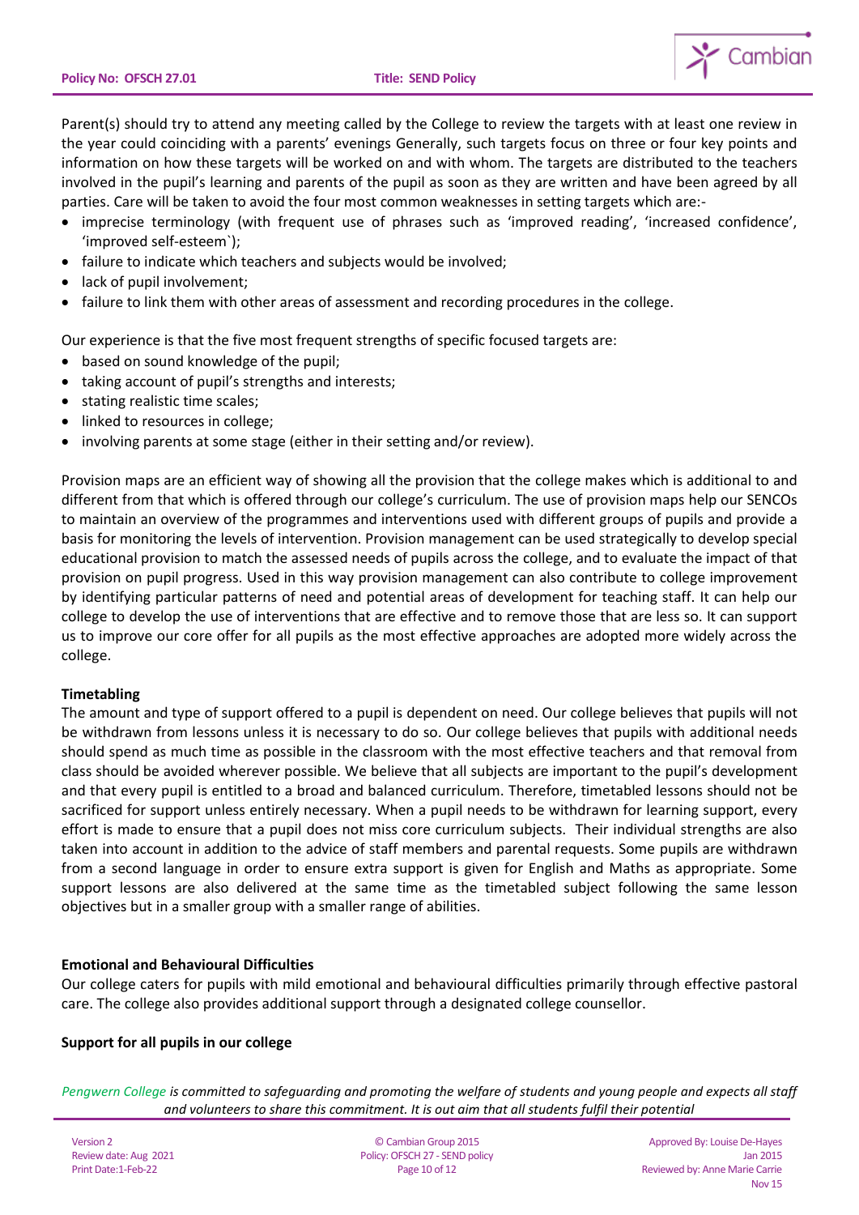Parent(s) should try to attend any meeting called by the College to review the targets with at least one review in the year could coinciding with a parents' evenings Generally, such targets focus on three or four key points and information on how these targets will be worked on and with whom. The targets are distributed to the teachers involved in the pupil's learning and parents of the pupil as soon as they are written and have been agreed by all parties. Care will be taken to avoid the four most common weaknesses in setting targets which are:-

- imprecise terminology (with frequent use of phrases such as 'improved reading', 'increased confidence', 'improved self-esteem`);
- failure to indicate which teachers and subjects would be involved;
- lack of pupil involvement;
- failure to link them with other areas of assessment and recording procedures in the college.

Our experience is that the five most frequent strengths of specific focused targets are:

- based on sound knowledge of the pupil;
- taking account of pupil's strengths and interests;
- stating realistic time scales;
- linked to resources in college;
- involving parents at some stage (either in their setting and/or review).

Provision maps are an efficient way of showing all the provision that the college makes which is additional to and different from that which is offered through our college's curriculum. The use of provision maps help our SENCOs to maintain an overview of the programmes and interventions used with different groups of pupils and provide a basis for monitoring the levels of intervention. Provision management can be used strategically to develop special educational provision to match the assessed needs of pupils across the college, and to evaluate the impact of that provision on pupil progress. Used in this way provision management can also contribute to college improvement by identifying particular patterns of need and potential areas of development for teaching staff. It can help our college to develop the use of interventions that are effective and to remove those that are less so. It can support us to improve our core offer for all pupils as the most effective approaches are adopted more widely across the college.

**Timetabling**

The amount and type of support offered to a pupil is dependent on need. Our college believes that pupils will not be withdrawn from lessons unless it is necessary to do so. Our college believes that pupils with additional needs should spend as much time as possible in the classroom with the most effective teachers and that removal from class should be avoided wherever possible. We believe that all subjects are important to the pupil's development and that every pupil is entitled to a broad and balanced curriculum. Therefore, timetabled lessons should not be sacrificed for support unless entirely necessary. When a pupil needs to be withdrawn for learning support, every effort is made to ensure that a pupil does not miss core curriculum subjects. Their individual strengths are also taken into account in addition to the advice of staff members and parental requests. Some pupils are withdrawn from a second language in order to ensure extra support is given for English and Maths as appropriate. Some support lessons are also delivered at the same time as the timetabled subject following the same lesson objectives but in a smaller group with a smaller range of abilities.

**Emotional and Behavioural Difficulties**

Our college caters for pupils with mild emotional and behavioural difficulties primarily through effective pastoral care. The college also provides additional support through a designated college counsellor.

**Support for all pupils in our college**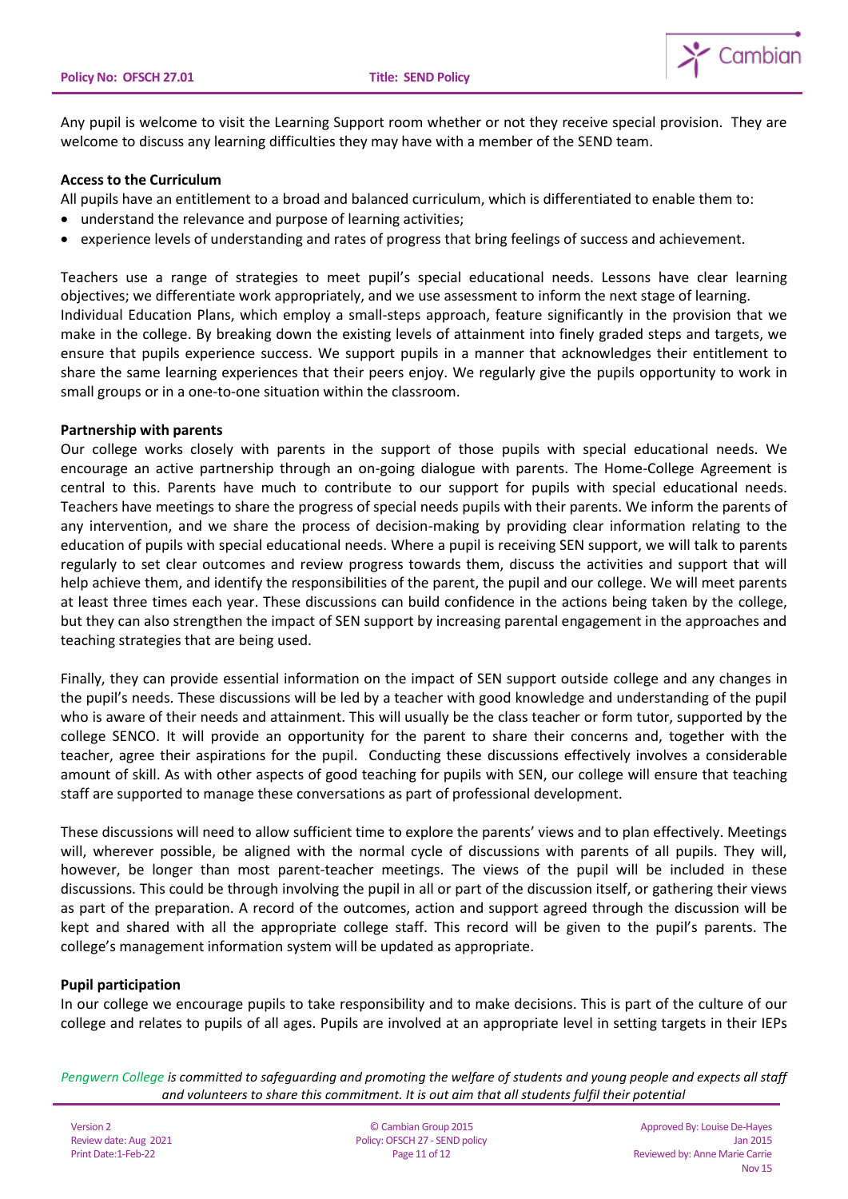Any pupil is welcome to visit the Learning Support room whether or not they receive special provision. They are welcome to discuss any learning difficulties they may have with a member of the SEND team.

**Access to the Curriculum**

All pupils have an entitlement to a broad and balanced curriculum, which is differentiated to enable them to:

- understand the relevance and purpose of learning activities;
- experience levels of understanding and rates of progress that bring feelings of success and achievement.

Teachers use a range of strategies to meet pupil's special educational needs. Lessons have clear learning objectives; we differentiate work appropriately, and we use assessment to inform the next stage of learning. Individual Education Plans, which employ a small-steps approach, feature significantly in the provision that we make in the college. By breaking down the existing levels of attainment into finely graded steps and targets, we ensure that pupils experience success. We support pupils in a manner that acknowledges their entitlement to share the same learning experiences that their peers enjoy. We regularly give the pupils opportunity to work in small groups or in a one-to-one situation within the classroom.

**Partnership with parents**

Our college works closely with parents in the support of those pupils with special educational needs. We encourage an active partnership through an on-going dialogue with parents. The Home-College Agreement is central to this. Parents have much to contribute to our support for pupils with special educational needs. Teachers have meetings to share the progress of special needs pupils with their parents. We inform the parents of any intervention, and we share the process of decision-making by providing clear information relating to the education of pupils with special educational needs. Where a pupil is receiving SEN support, we will talk to parents regularly to set clear outcomes and review progress towards them, discuss the activities and support that will help achieve them, and identify the responsibilities of the parent, the pupil and our college. We will meet parents at least three times each year. These discussions can build confidence in the actions being taken by the college, but they can also strengthen the impact of SEN support by increasing parental engagement in the approaches and teaching strategies that are being used.

Finally, they can provide essential information on the impact of SEN support outside college and any changes in the pupil's needs. These discussions will be led by a teacher with good knowledge and understanding of the pupil who is aware of their needs and attainment. This will usually be the class teacher or form tutor, supported by the college SENCO. It will provide an opportunity for the parent to share their concerns and, together with the teacher, agree their aspirations for the pupil. Conducting these discussions effectively involves a considerable amount of skill. As with other aspects of good teaching for pupils with SEN, our college will ensure that teaching staff are supported to manage these conversations as part of professional development.

These discussions will need to allow sufficient time to explore the parents' views and to plan effectively. Meetings will, wherever possible, be aligned with the normal cycle of discussions with parents of all pupils. They will, however, be longer than most parent-teacher meetings. The views of the pupil will be included in these discussions. This could be through involving the pupil in all or part of the discussion itself, or gathering their views as part of the preparation. A record of the outcomes, action and support agreed through the discussion will be kept and shared with all the appropriate college staff. This record will be given to the pupil's parents. The college's management information system will be updated as appropriate.

**Pupil participation**

In our college we encourage pupils to take responsibility and to make decisions. This is part of the culture of our college and relates to pupils of all ages. Pupils are involved at an appropriate level in setting targets in their IEPs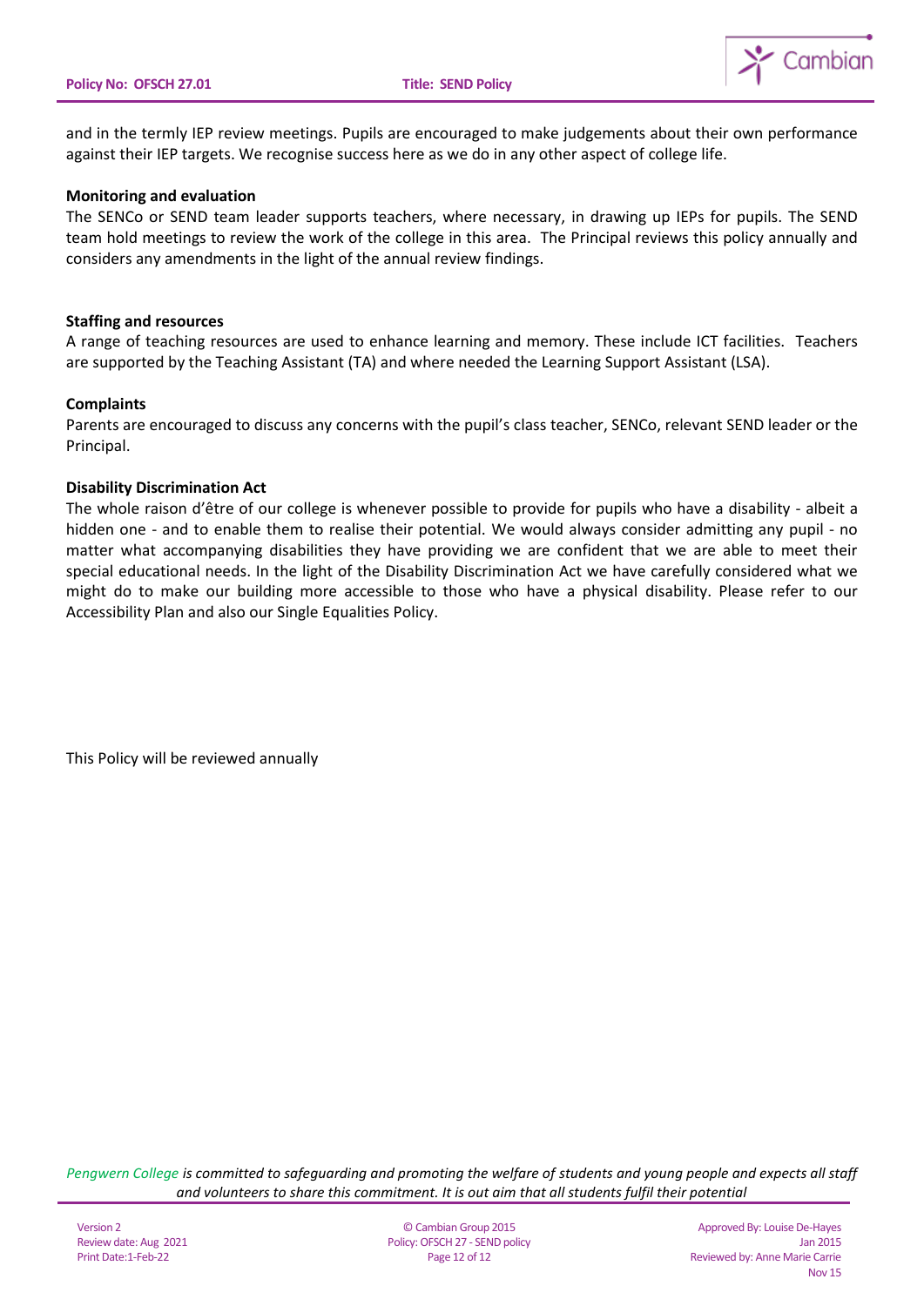and in the termly IEP review meetings. Pupils are encouraged to make judgements about their own performance against their IEP targets. We recognise success here as we do in any other aspect of college life.

**Monitoring and evaluation**

The SENCo or SEND team leader supports teachers, where necessary, in drawing up IEPs for pupils. The SEND team hold meetings to review the work of the college in this area. The Principal reviews this policy annually and considers any amendments in the light of the annual review findings.

**Staffing and resources**

A range of teaching resources are used to enhance learning and memory. These include ICT facilities. Teachers are supported by the Teaching Assistant (TA) and where needed the Learning Support Assistant (LSA).

**Complaints**

Parents are encouraged to discuss any concerns with the pupil's class teacher, SENCo, relevant SEND leader or the Principal.

**Disability Discrimination Act**

The whole raison d'être of our college is whenever possible to provide for pupils who have a disability - albeit a hidden one - and to enable them to realise their potential. We would always consider admitting any pupil - no matter what accompanying disabilities they have providing we are confident that we are able to meet their special educational needs. In the light of the Disability Discrimination Act we have carefully considered what we might do to make our building more accessible to those who have a physical disability. Please refer to our Accessibility Plan and also our Single Equalities Policy.

This Policy will be reviewed annually